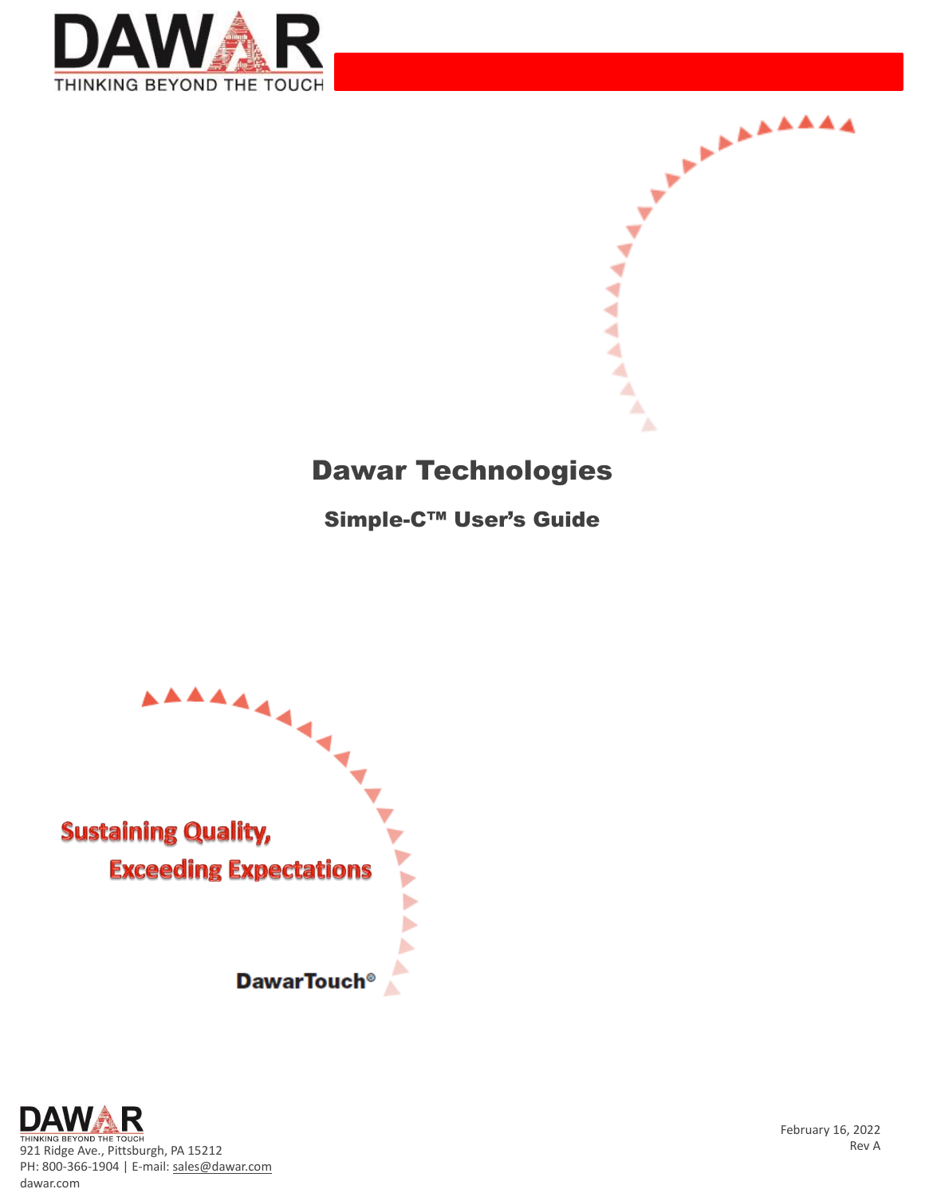DAWAR

THINKING BEYOND THE TOUCH

# Dawar Technologies

## Simple-C™ User's Guide

**Sustaining Quality,**
**Exceeding Expectations**

DawarTouch®

DAWAR
THINKING BEYOND THE TOUCH
921 Ridge Ave., Pittsburgh, PA 15212
PH: 800-366-1904 | E-mail: sales@dawar.com
dawar.com

February 16, 2022
Rev A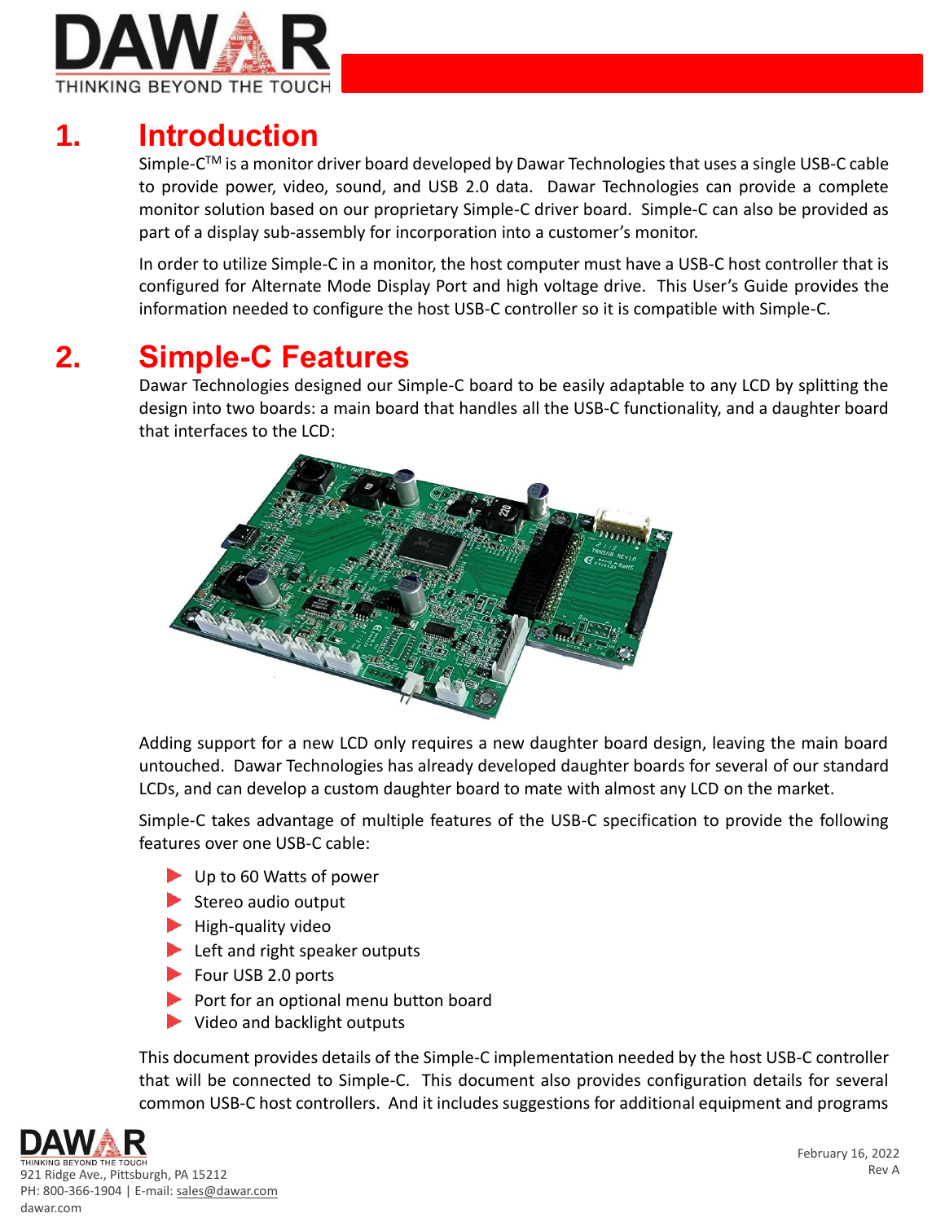# 1. Introduction

Simple-C™ is a monitor driver board developed by Dawar Technologies that uses a single USB-C cable to provide power, video, sound, and USB 2.0 data. Dawar Technologies can provide a complete monitor solution based on our proprietary Simple-C driver board. Simple-C can also be provided as part of a display sub-assembly for incorporation into a customer's monitor.

In order to utilize Simple-C in a monitor, the host computer must have a USB-C host controller that is configured for Alternate Mode Display Port and high voltage drive. This User's Guide provides the information needed to configure the host USB-C controller so it is compatible with Simple-C.

# 2. Simple-C Features

Dawar Technologies designed our Simple-C board to be easily adaptable to any LCD by splitting the design into two boards: a main board that handles all the USB-C functionality, and a daughter board that interfaces to the LCD:

Adding support for a new LCD only requires a new daughter board design, leaving the main board untouched. Dawar Technologies has already developed daughter boards for several of our standard LCDs, and can develop a custom daughter board to mate with almost any LCD on the market.

Simple-C takes advantage of multiple features of the USB-C specification to provide the following features over one USB-C cable:

- Up to 60 Watts of power
- Stereo audio output
- High-quality video
- Left and right speaker outputs
- Four USB 2.0 ports
- Port for an optional menu button board
- Video and backlight outputs

This document provides details of the Simple-C implementation needed by the host USB-C controller that will be connected to Simple-C. This document also provides configuration details for several common USB-C host controllers. And it includes suggestions for additional equipment and programs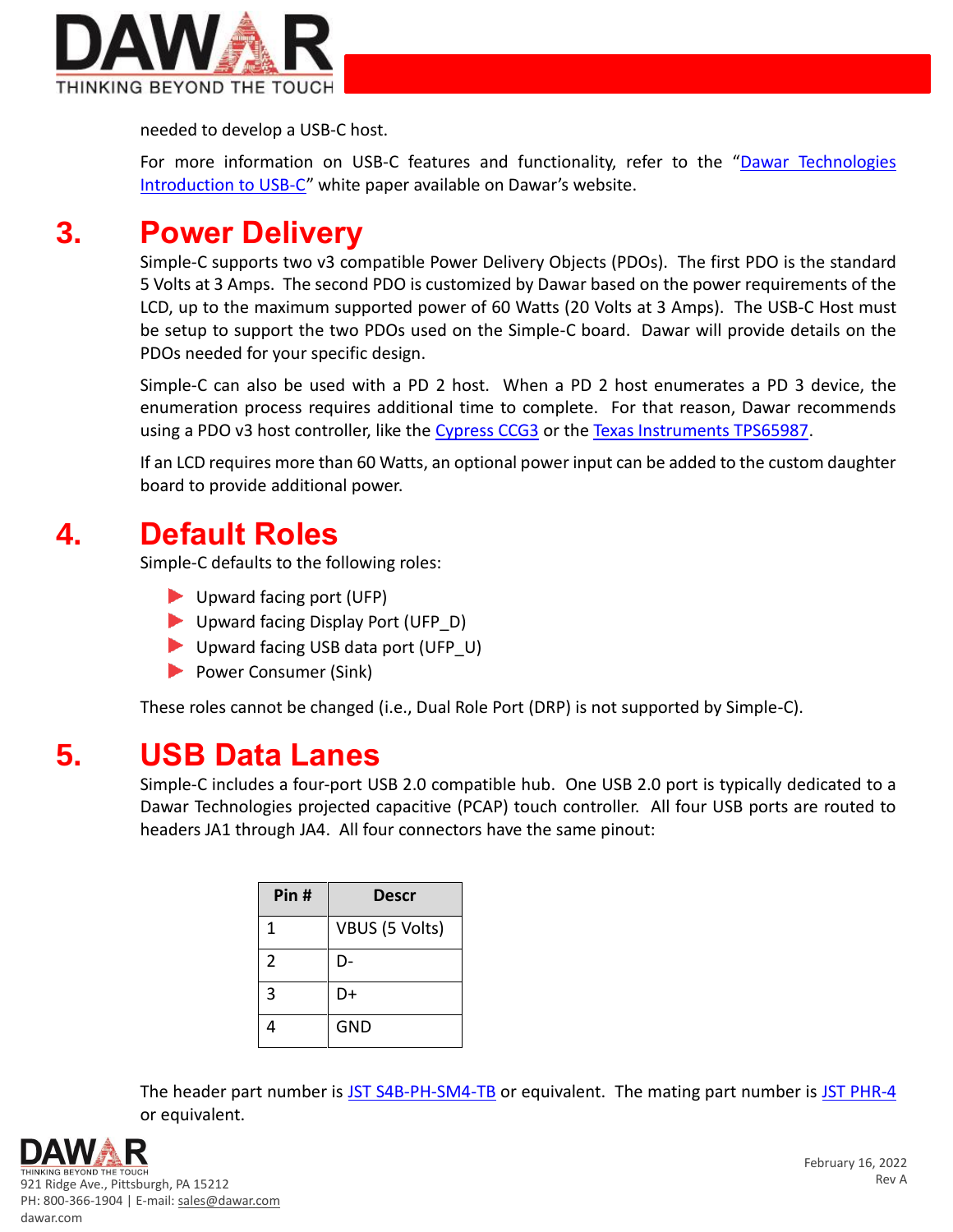needed to develop a USB-C host.

For more information on USB-C features and functionality, refer to the "Dawar Technologies Introduction to USB-C" white paper available on Dawar's website.

# 3. Power Delivery

Simple-C supports two v3 compatible Power Delivery Objects (PDOs). The first PDO is the standard 5 Volts at 3 Amps. The second PDO is customized by Dawar based on the power requirements of the LCD, up to the maximum supported power of 60 Watts (20 Volts at 3 Amps). The USB-C Host must be setup to support the two PDOs used on the Simple-C board. Dawar will provide details on the PDOs needed for your specific design.

Simple-C can also be used with a PD 2 host. When a PD 2 host enumerates a PD 3 device, the enumeration process requires additional time to complete. For that reason, Dawar recommends using a PDO v3 host controller, like the Cypress CCG3 or the Texas Instruments TPS65987.

If an LCD requires more than 60 Watts, an optional power input can be added to the custom daughter board to provide additional power.

# 4. Default Roles

Simple-C defaults to the following roles:

- Upward facing port (UFP)
- Upward facing Display Port (UFP_D)
- Upward facing USB data port (UFP_U)
- Power Consumer (Sink)

These roles cannot be changed (i.e., Dual Role Port (DRP) is not supported by Simple-C).

# 5. USB Data Lanes

Simple-C includes a four-port USB 2.0 compatible hub. One USB 2.0 port is typically dedicated to a Dawar Technologies projected capacitive (PCAP) touch controller. All four USB ports are routed to headers JA1 through JA4. All four connectors have the same pinout:

| Pin # | Descr |
|---|---|
| 1 | VBUS (5 Volts) |
| 2 | D- |
| 3 | D+ |
| 4 | GND |

The header part number is JST S4B-PH-SM4-TB or equivalent. The mating part number is JST PHR-4 or equivalent.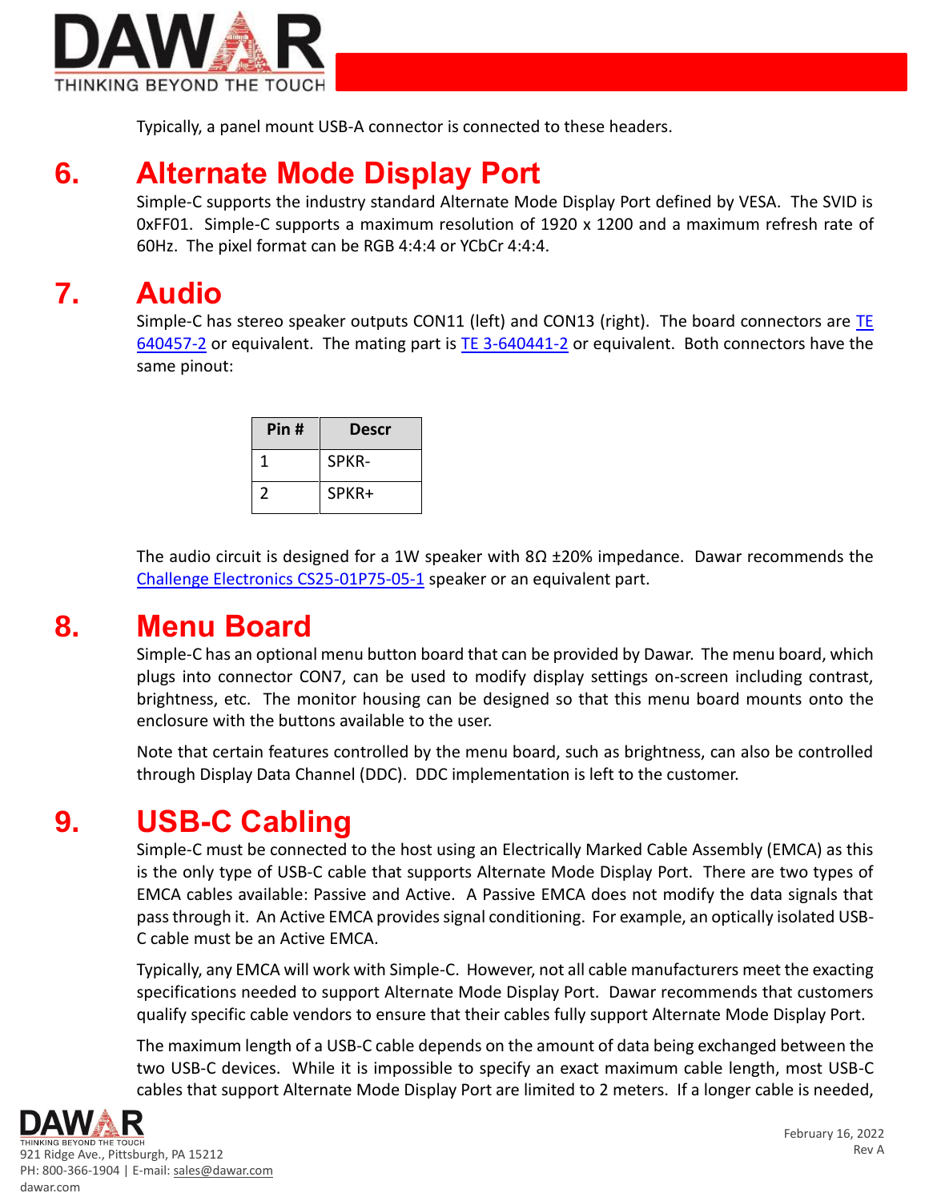Typically, a panel mount USB-A connector is connected to these headers.

# 6. Alternate Mode Display Port

Simple-C supports the industry standard Alternate Mode Display Port defined by VESA. The SVID is 0xFF01. Simple-C supports a maximum resolution of 1920 x 1200 and a maximum refresh rate of 60Hz. The pixel format can be RGB 4:4:4 or YCbCr 4:4:4.

# 7. Audio

Simple-C has stereo speaker outputs CON11 (left) and CON13 (right). The board connectors are TE 640457-2 or equivalent. The mating part is TE 3-640441-2 or equivalent. Both connectors have the same pinout:

| Pin # | Descr |
|---|---|
| 1 | SPKR- |
| 2 | SPKR+ |

The audio circuit is designed for a 1W speaker with 8Ω ±20% impedance. Dawar recommends the Challenge Electronics CS25-01P75-05-1 speaker or an equivalent part.

# 8. Menu Board

Simple-C has an optional menu button board that can be provided by Dawar. The menu board, which plugs into connector CON7, can be used to modify display settings on-screen including contrast, brightness, etc. The monitor housing can be designed so that this menu board mounts onto the enclosure with the buttons available to the user.

Note that certain features controlled by the menu board, such as brightness, can also be controlled through Display Data Channel (DDC). DDC implementation is left to the customer.

# 9. USB-C Cabling

Simple-C must be connected to the host using an Electrically Marked Cable Assembly (EMCA) as this is the only type of USB-C cable that supports Alternate Mode Display Port. There are two types of EMCA cables available: Passive and Active. A Passive EMCA does not modify the data signals that pass through it. An Active EMCA provides signal conditioning. For example, an optically isolated USB-C cable must be an Active EMCA.

Typically, any EMCA will work with Simple-C. However, not all cable manufacturers meet the exacting specifications needed to support Alternate Mode Display Port. Dawar recommends that customers qualify specific cable vendors to ensure that their cables fully support Alternate Mode Display Port.

The maximum length of a USB-C cable depends on the amount of data being exchanged between the two USB-C devices. While it is impossible to specify an exact maximum cable length, most USB-C cables that support Alternate Mode Display Port are limited to 2 meters. If a longer cable is needed,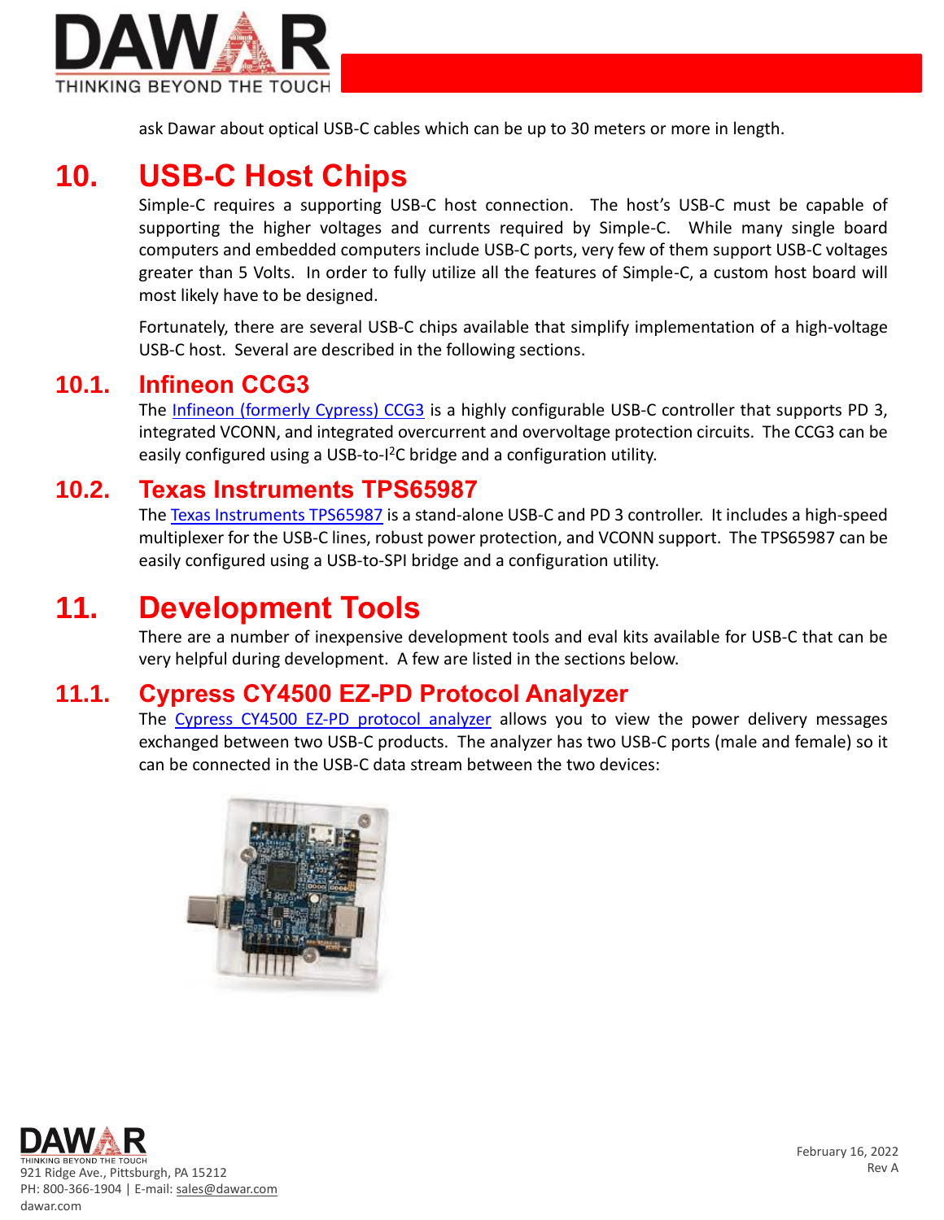ask Dawar about optical USB-C cables which can be up to 30 meters or more in length.

# 10. USB-C Host Chips

Simple-C requires a supporting USB-C host connection. The host's USB-C must be capable of supporting the higher voltages and currents required by Simple-C. While many single board computers and embedded computers include USB-C ports, very few of them support USB-C voltages greater than 5 Volts. In order to fully utilize all the features of Simple-C, a custom host board will most likely have to be designed.

Fortunately, there are several USB-C chips available that simplify implementation of a high-voltage USB-C host. Several are described in the following sections.

## 10.1. Infineon CCG3

The Infineon (formerly Cypress) CCG3 is a highly configurable USB-C controller that supports PD 3, integrated VCONN, and integrated overcurrent and overvoltage protection circuits. The CCG3 can be easily configured using a USB-to-I$^2$C bridge and a configuration utility.

## 10.2. Texas Instruments TPS65987

The Texas Instruments TPS65987 is a stand-alone USB-C and PD 3 controller. It includes a high-speed multiplexer for the USB-C lines, robust power protection, and VCONN support. The TPS65987 can be easily configured using a USB-to-SPI bridge and a configuration utility.

# 11. Development Tools

There are a number of inexpensive development tools and eval kits available for USB-C that can be very helpful during development. A few are listed in the sections below.

## 11.1. Cypress CY4500 EZ-PD Protocol Analyzer

The Cypress CY4500 EZ-PD protocol analyzer allows you to view the power delivery messages exchanged between two USB-C products. The analyzer has two USB-C ports (male and female) so it can be connected in the USB-C data stream between the two devices: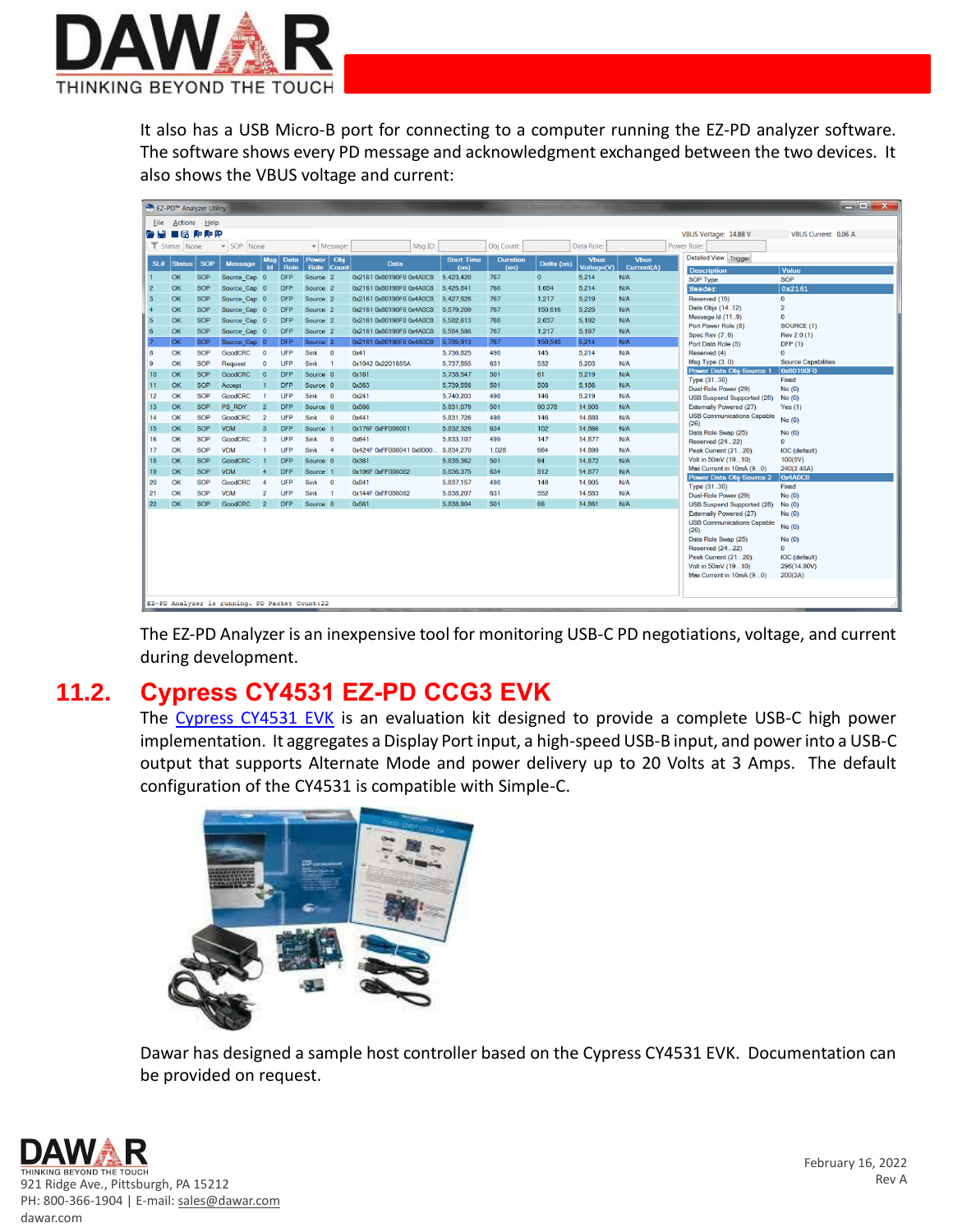It also has a USB Micro-B port for connecting to a computer running the EZ-PD analyzer software. The software shows every PD message and acknowledgment exchanged between the two devices. It also shows the VBUS voltage and current:

The EZ-PD Analyzer is an inexpensive tool for monitoring USB-C PD negotiations, voltage, and current during development.

## 11.2. Cypress CY4531 EZ-PD CCG3 EVK

The Cypress CY4531 EVK is an evaluation kit designed to provide a complete USB-C high power implementation. It aggregates a Display Port input, a high-speed USB-B input, and power into a USB-C output that supports Alternate Mode and power delivery up to 20 Volts at 3 Amps. The default configuration of the CY4531 is compatible with Simple-C.

Dawar has designed a sample host controller based on the Cypress CY4531 EVK. Documentation can be provided on request.

February 16, 2022
Rev A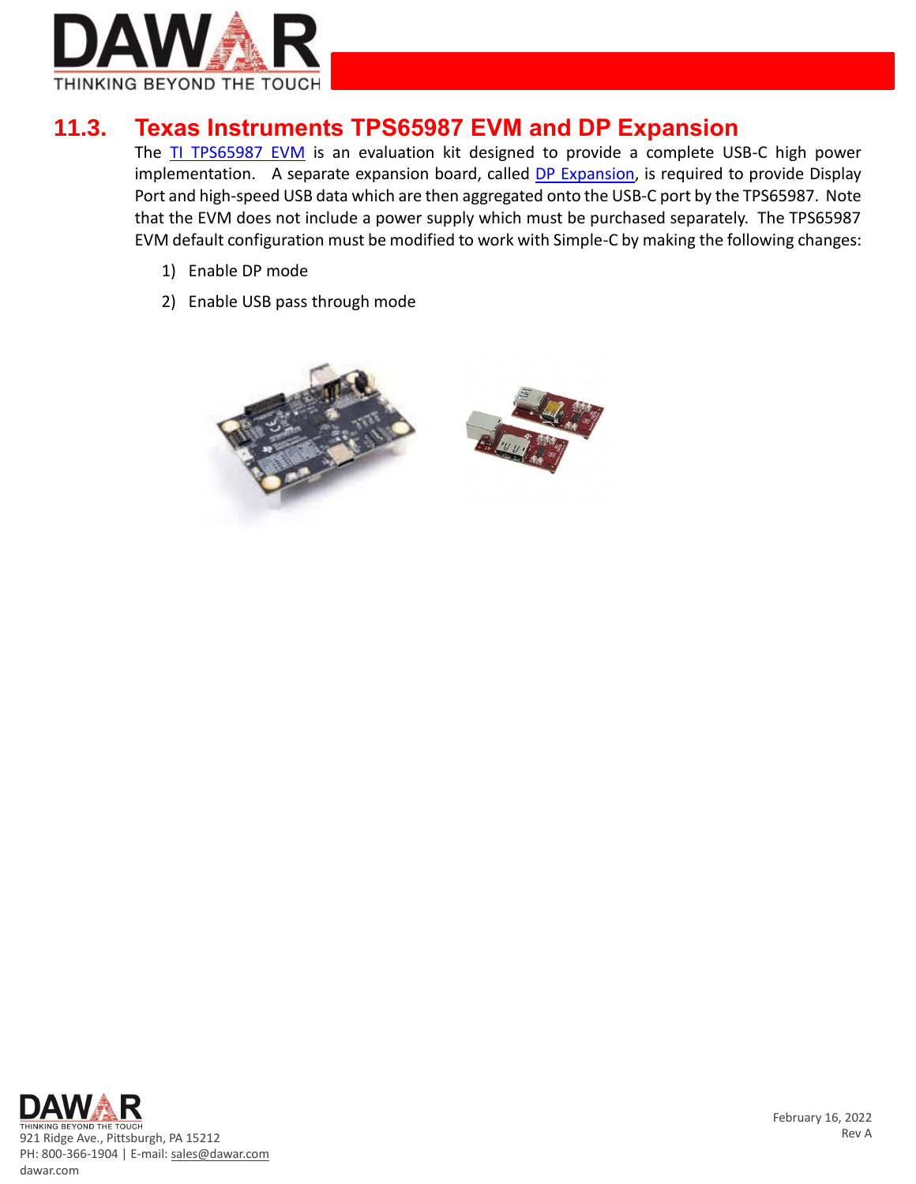## 11.3. Texas Instruments TPS65987 EVM and DP Expansion

The TI TPS65987 EVM is an evaluation kit designed to provide a complete USB-C high power implementation. A separate expansion board, called DP Expansion, is required to provide Display Port and high-speed USB data which are then aggregated onto the USB-C port by the TPS65987. Note that the EVM does not include a power supply which must be purchased separately. The TPS65987 EVM default configuration must be modified to work with Simple-C by making the following changes:

1) Enable DP mode
2) Enable USB pass through mode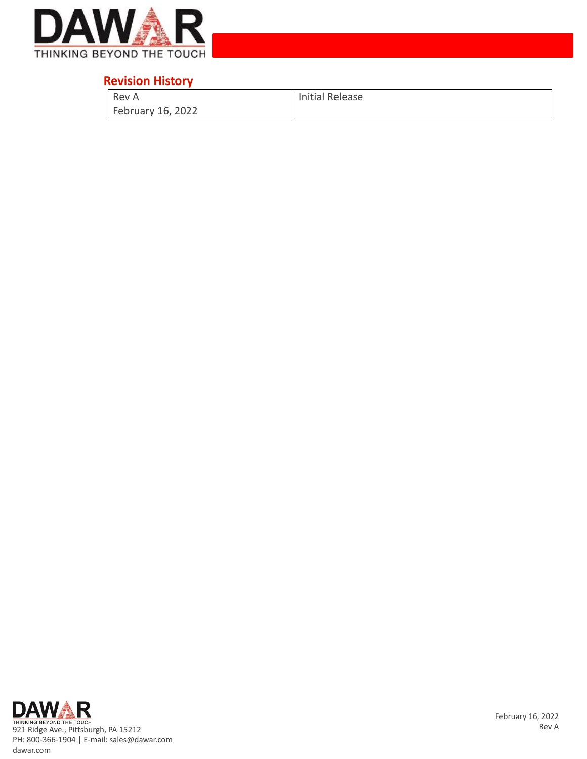## Revision History

| | |
|---|---|
| Rev A<br>February 16, 2022 | Initial Release |